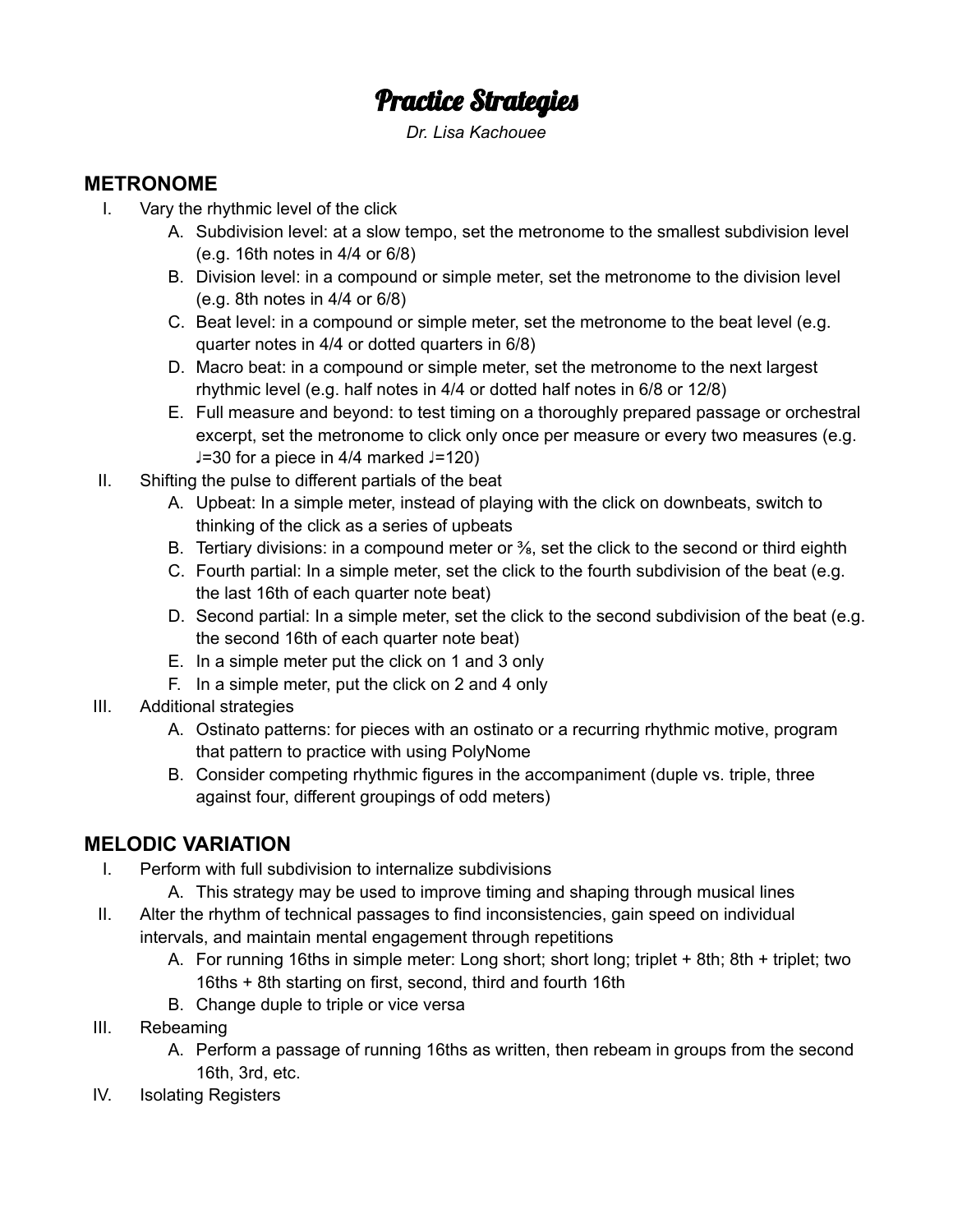# Practice Strategies

*Dr. Lisa Kachouee*

## METRONOME

I. Vary the rhythmic level of the click
   A. Subdivision level: at a slow tempo, set the metronome to the smallest subdivision level (e.g. 16th notes in 4/4 or 6/8)
   B. Division level: in a compound or simple meter, set the metronome to the division level (e.g. 8th notes in 4/4 or 6/8)
   C. Beat level: in a compound or simple meter, set the metronome to the beat level (e.g. quarter notes in 4/4 or dotted quarters in 6/8)
   D. Macro beat: in a compound or simple meter, set the metronome to the next largest rhythmic level (e.g. half notes in 4/4 or dotted half notes in 6/8 or 12/8)
   E. Full measure and beyond: to test timing on a thoroughly prepared passage or orchestral excerpt, set the metronome to click only once per measure or every two measures (e.g. ♩=30 for a piece in 4/4 marked ♩=120)

II. Shifting the pulse to different partials of the beat
   A. Upbeat: In a simple meter, instead of playing with the click on downbeats, switch to thinking of the click as a series of upbeats
   B. Tertiary divisions: in a compound meter or 3/8, set the click to the second or third eighth
   C. Fourth partial: In a simple meter, set the click to the fourth subdivision of the beat (e.g. the last 16th of each quarter note beat)
   D. Second partial: In a simple meter, set the click to the second subdivision of the beat (e.g. the second 16th of each quarter note beat)
   E. In a simple meter put the click on 1 and 3 only
   F. In a simple meter, put the click on 2 and 4 only

III. Additional strategies
   A. Ostinato patterns: for pieces with an ostinato or a recurring rhythmic motive, program that pattern to practice with using PolyNome
   B. Consider competing rhythmic figures in the accompaniment (duple vs. triple, three against four, different groupings of odd meters)

## MELODIC VARIATION

I. Perform with full subdivision to internalize subdivisions
   A. This strategy may be used to improve timing and shaping through musical lines

II. Alter the rhythm of technical passages to find inconsistencies, gain speed on individual intervals, and maintain mental engagement through repetitions
   A. For running 16ths in simple meter: Long short; short long; triplet + 8th; 8th + triplet; two 16ths + 8th starting on first, second, third and fourth 16th
   B. Change duple to triple or vice versa

III. Rebeaming
   A. Perform a passage of running 16ths as written, then rebeam in groups from the second 16th, 3rd, etc.

IV. Isolating Registers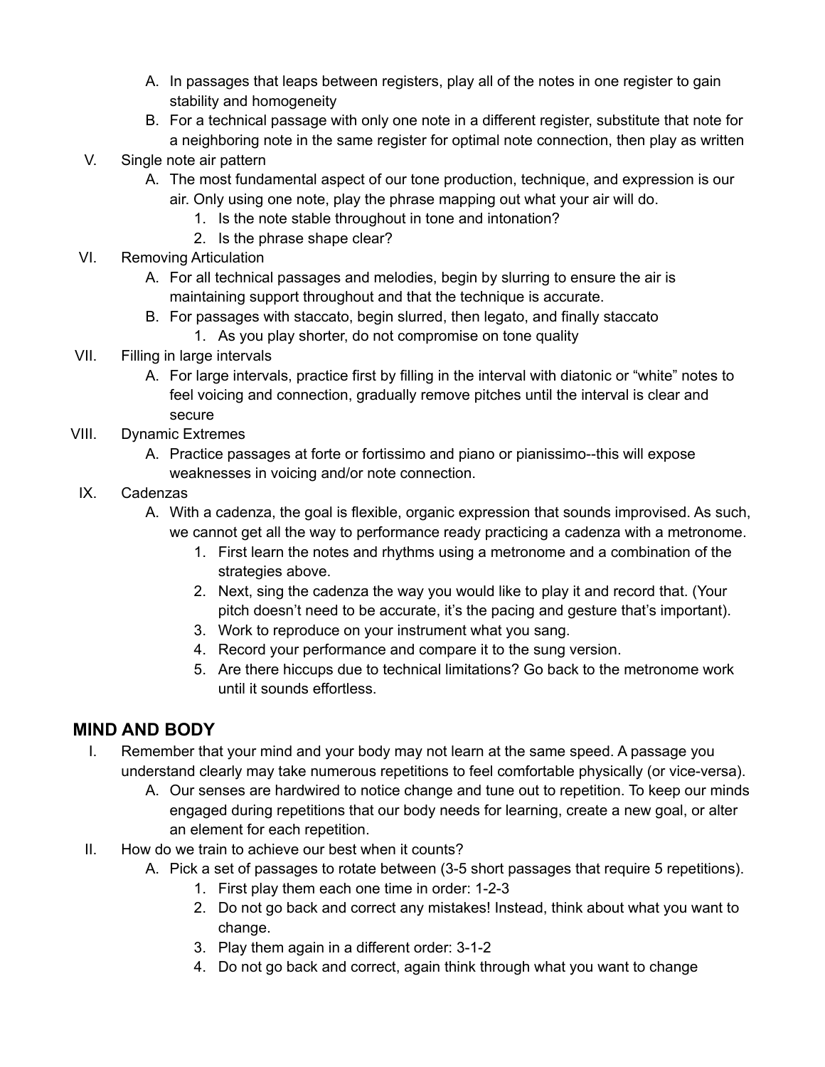A. In passages that leaps between registers, play all of the notes in one register to gain stability and homogeneity
B. For a technical passage with only one note in a different register, substitute that note for a neighboring note in the same register for optimal note connection, then play as written

V. Single note air pattern
   A. The most fundamental aspect of our tone production, technique, and expression is our air. Only using one note, play the phrase mapping out what your air will do.
      1. Is the note stable throughout in tone and intonation?
      2. Is the phrase shape clear?

VI. Removing Articulation
   A. For all technical passages and melodies, begin by slurring to ensure the air is maintaining support throughout and that the technique is accurate.
   B. For passages with staccato, begin slurred, then legato, and finally staccato
      1. As you play shorter, do not compromise on tone quality

VII. Filling in large intervals
   A. For large intervals, practice first by filling in the interval with diatonic or "white" notes to feel voicing and connection, gradually remove pitches until the interval is clear and secure

VIII. Dynamic Extremes
   A. Practice passages at forte or fortissimo and piano or pianissimo--this will expose weaknesses in voicing and/or note connection.

IX. Cadenzas
   A. With a cadenza, the goal is flexible, organic expression that sounds improvised. As such, we cannot get all the way to performance ready practicing a cadenza with a metronome.
      1. First learn the notes and rhythms using a metronome and a combination of the strategies above.
      2. Next, sing the cadenza the way you would like to play it and record that. (Your pitch doesn't need to be accurate, it's the pacing and gesture that's important).
      3. Work to reproduce on your instrument what you sang.
      4. Record your performance and compare it to the sung version.
      5. Are there hiccups due to technical limitations? Go back to the metronome work until it sounds effortless.

## MIND AND BODY

I. Remember that your mind and your body may not learn at the same speed. A passage you understand clearly may take numerous repetitions to feel comfortable physically (or vice-versa).
   A. Our senses are hardwired to notice change and tune out to repetition. To keep our minds engaged during repetitions that our body needs for learning, create a new goal, or alter an element for each repetition.

II. How do we train to achieve our best when it counts?
   A. Pick a set of passages to rotate between (3-5 short passages that require 5 repetitions).
      1. First play them each one time in order: 1-2-3
      2. Do not go back and correct any mistakes! Instead, think about what you want to change.
      3. Play them again in a different order: 3-1-2
      4. Do not go back and correct, again think through what you want to change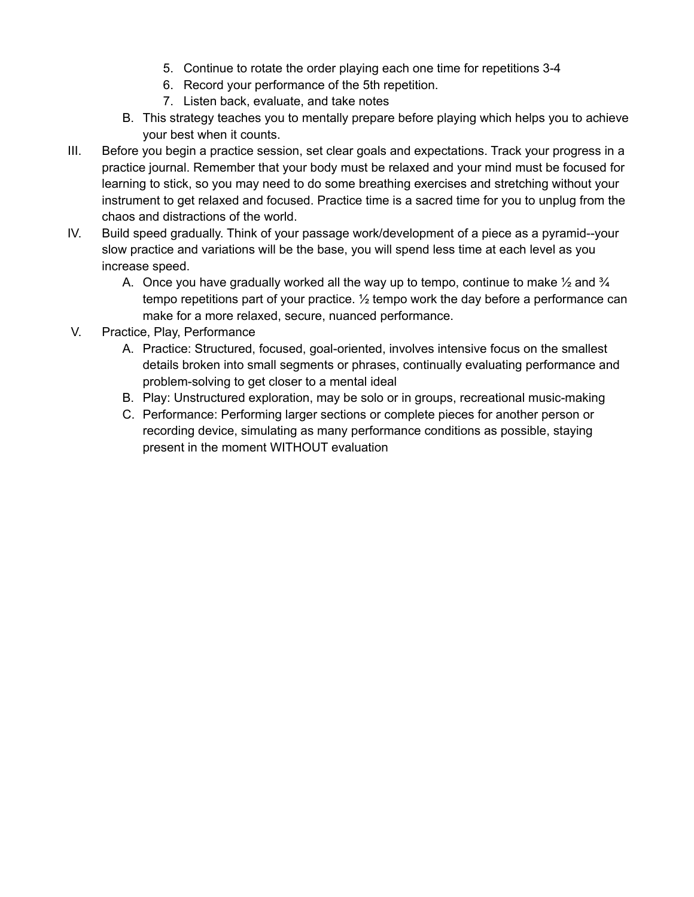5. Continue to rotate the order playing each one time for repetitions 3-4
6. Record your performance of the 5th repetition.
7. Listen back, evaluate, and take notes

B. This strategy teaches you to mentally prepare before playing which helps you to achieve your best when it counts.

III. Before you begin a practice session, set clear goals and expectations. Track your progress in a practice journal. Remember that your body must be relaxed and your mind must be focused for learning to stick, so you may need to do some breathing exercises and stretching without your instrument to get relaxed and focused. Practice time is a sacred time for you to unplug from the chaos and distractions of the world.

IV. Build speed gradually. Think of your passage work/development of a piece as a pyramid--your slow practice and variations will be the base, you will spend less time at each level as you increase speed.

A. Once you have gradually worked all the way up to tempo, continue to make ½ and ¾ tempo repetitions part of your practice. ½ tempo work the day before a performance can make for a more relaxed, secure, nuanced performance.

V. Practice, Play, Performance

A. Practice: Structured, focused, goal-oriented, involves intensive focus on the smallest details broken into small segments or phrases, continually evaluating performance and problem-solving to get closer to a mental ideal

B. Play: Unstructured exploration, may be solo or in groups, recreational music-making

C. Performance: Performing larger sections or complete pieces for another person or recording device, simulating as many performance conditions as possible, staying present in the moment WITHOUT evaluation